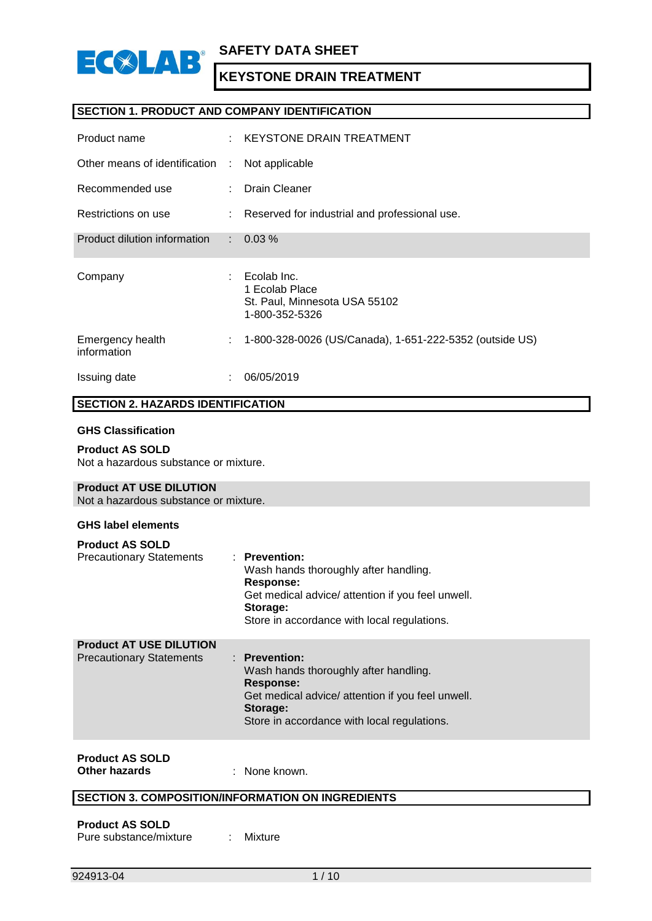# SAFETY DATA SHEET

## KEYSTONE DRAIN TREATMENT

## SECTION 1. PRODUCT AND COMPANY IDENTIFICATION

| | | |
|---|---|---|
| Product name | : | KEYSTONE DRAIN TREATMENT |
| Other means of identification | : | Not applicable |
| Recommended use | : | Drain Cleaner |
| Restrictions on use | : | Reserved for industrial and professional use. |
| Product dilution information | : | 0.03 % |
| Company | : | Ecolab Inc.<br>1 Ecolab Place<br>St. Paul, Minnesota USA 55102<br>1-800-352-5326 |
| Emergency health information | : | 1-800-328-0026 (US/Canada), 1-651-222-5352 (outside US) |
| Issuing date | : | 06/05/2019 |

## SECTION 2. HAZARDS IDENTIFICATION

### GHS Classification

**Product AS SOLD**
Not a hazardous substance or mixture.

**Product AT USE DILUTION**
Not a hazardous substance or mixture.

### GHS label elements

**Product AS SOLD**

Precautionary Statements : **Prevention:**
Wash hands thoroughly after handling.
**Response:**
Get medical advice/ attention if you feel unwell.
**Storage:**
Store in accordance with local regulations.

**Product AT USE DILUTION**

Precautionary Statements : **Prevention:**
Wash hands thoroughly after handling.
**Response:**
Get medical advice/ attention if you feel unwell.
**Storage:**
Store in accordance with local regulations.

**Product AS SOLD**
**Other hazards** : None known.

## SECTION 3. COMPOSITION/INFORMATION ON INGREDIENTS

**Product AS SOLD**
Pure substance/mixture : Mixture

924913-04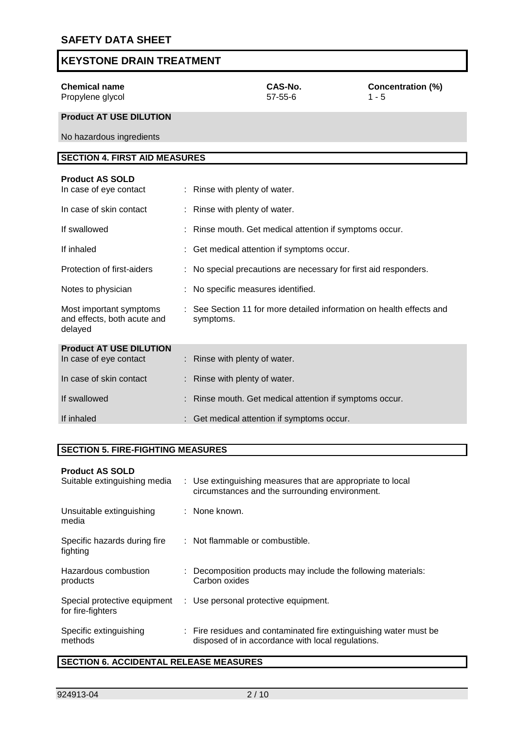| Chemical name | CAS-No. | Concentration (%) |
| --- | --- | --- |
| Propylene glycol | 57-55-6 | 1 - 5 |

**Product AT USE DILUTION**

No hazardous ingredients

## SECTION 4. FIRST AID MEASURES

**Product AS SOLD**

| | |
| --- | --- |
| In case of eye contact | : Rinse with plenty of water. |
| In case of skin contact | : Rinse with plenty of water. |
| If swallowed | : Rinse mouth. Get medical attention if symptoms occur. |
| If inhaled | : Get medical attention if symptoms occur. |
| Protection of first-aiders | : No special precautions are necessary for first aid responders. |
| Notes to physician | : No specific measures identified. |
| Most important symptoms and effects, both acute and delayed | : See Section 11 for more detailed information on health effects and symptoms. |

**Product AT USE DILUTION**

| | |
| --- | --- |
| In case of eye contact | : Rinse with plenty of water. |
| In case of skin contact | : Rinse with plenty of water. |
| If swallowed | : Rinse mouth. Get medical attention if symptoms occur. |
| If inhaled | : Get medical attention if symptoms occur. |

## SECTION 5. FIRE-FIGHTING MEASURES

**Product AS SOLD**

| | |
| --- | --- |
| Suitable extinguishing media | : Use extinguishing measures that are appropriate to local circumstances and the surrounding environment. |
| Unsuitable extinguishing media | : None known. |
| Specific hazards during fire fighting | : Not flammable or combustible. |
| Hazardous combustion products | : Decomposition products may include the following materials: Carbon oxides |
| Special protective equipment for fire-fighters | : Use personal protective equipment. |
| Specific extinguishing methods | : Fire residues and contaminated fire extinguishing water must be disposed of in accordance with local regulations. |

## SECTION 6. ACCIDENTAL RELEASE MEASURES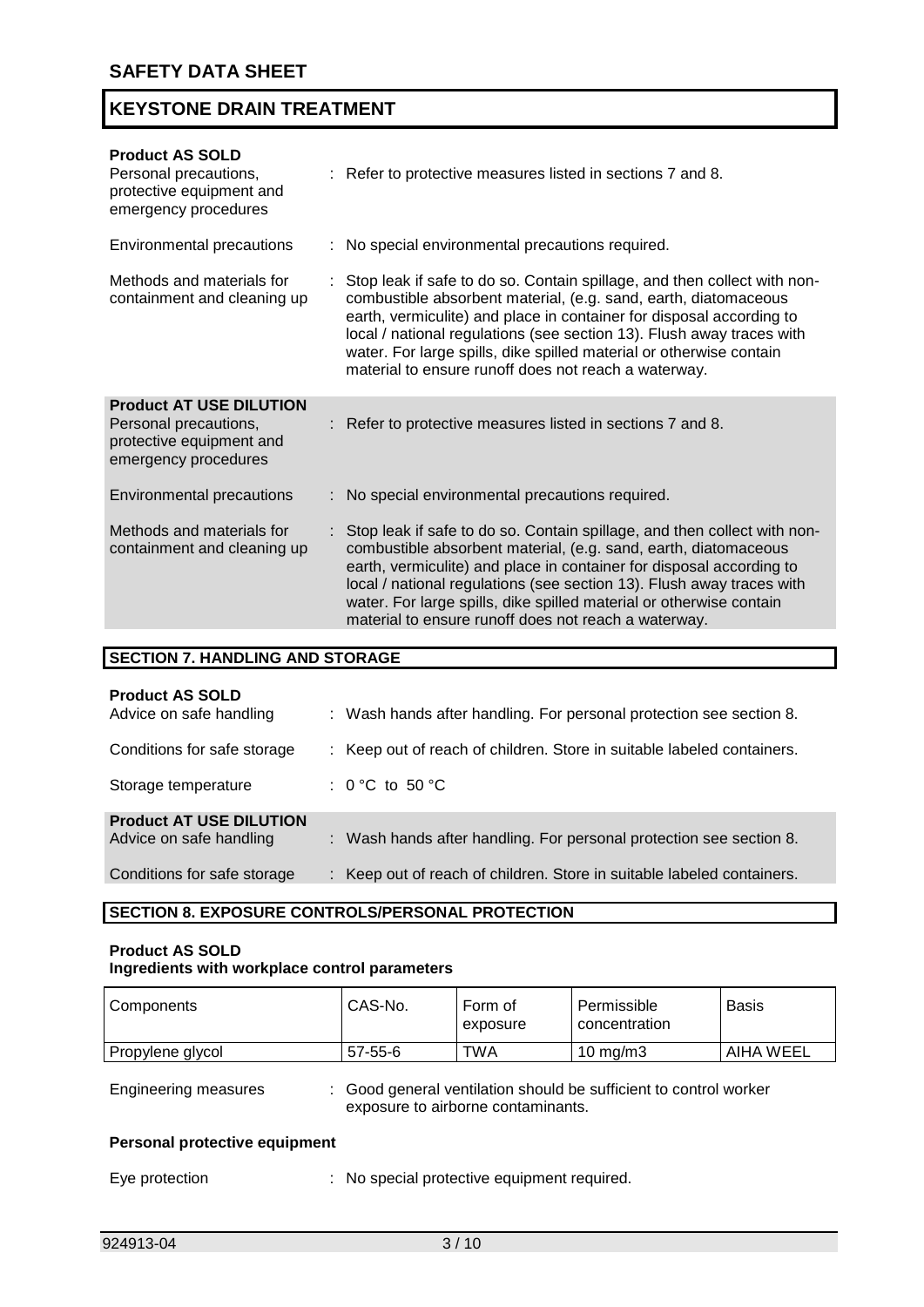**Product AS SOLD**

Personal precautions, protective equipment and emergency procedures : Refer to protective measures listed in sections 7 and 8.

Environmental precautions : No special environmental precautions required.

Methods and materials for containment and cleaning up : Stop leak if safe to do so. Contain spillage, and then collect with non-combustible absorbent material, (e.g. sand, earth, diatomaceous earth, vermiculite) and place in container for disposal according to local / national regulations (see section 13). Flush away traces with water. For large spills, dike spilled material or otherwise contain material to ensure runoff does not reach a waterway.

**Product AT USE DILUTION**

Personal precautions, protective equipment and emergency procedures : Refer to protective measures listed in sections 7 and 8.

Environmental precautions : No special environmental precautions required.

Methods and materials for containment and cleaning up : Stop leak if safe to do so. Contain spillage, and then collect with non-combustible absorbent material, (e.g. sand, earth, diatomaceous earth, vermiculite) and place in container for disposal according to local / national regulations (see section 13). Flush away traces with water. For large spills, dike spilled material or otherwise contain material to ensure runoff does not reach a waterway.

## SECTION 7. HANDLING AND STORAGE

**Product AS SOLD**

Advice on safe handling : Wash hands after handling. For personal protection see section 8.

Conditions for safe storage : Keep out of reach of children. Store in suitable labeled containers.

Storage temperature : 0 °C to 50 °C

**Product AT USE DILUTION**

Advice on safe handling : Wash hands after handling. For personal protection see section 8.

Conditions for safe storage : Keep out of reach of children. Store in suitable labeled containers.

## SECTION 8. EXPOSURE CONTROLS/PERSONAL PROTECTION

**Product AS SOLD**
**Ingredients with workplace control parameters**

| Components | CAS-No. | Form of exposure | Permissible concentration | Basis |
|---|---|---|---|---|
| Propylene glycol | 57-55-6 | TWA | 10 mg/m3 | AIHA WEEL |

Engineering measures : Good general ventilation should be sufficient to control worker exposure to airborne contaminants.

**Personal protective equipment**

Eye protection : No special protective equipment required.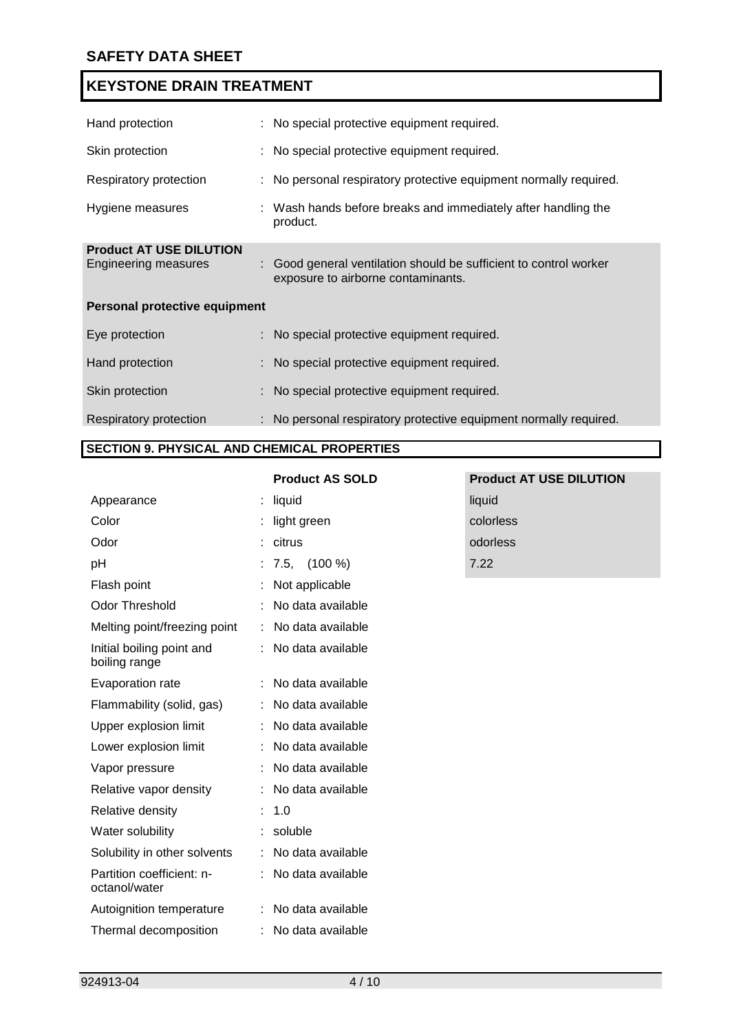| | |
|---|---|
| Hand protection | : No special protective equipment required. |
| Skin protection | : No special protective equipment required. |
| Respiratory protection | : No personal respiratory protective equipment normally required. |
| Hygiene measures | : Wash hands before breaks and immediately after handling the product. |

**Product AT USE DILUTION**

| | |
|---|---|
| Engineering measures | : Good general ventilation should be sufficient to control worker exposure to airborne contaminants. |

**Personal protective equipment**

| | |
|---|---|
| Eye protection | : No special protective equipment required. |
| Hand protection | : No special protective equipment required. |
| Skin protection | : No special protective equipment required. |
| Respiratory protection | : No personal respiratory protective equipment normally required. |

## SECTION 9. PHYSICAL AND CHEMICAL PROPERTIES

| | Product AS SOLD | Product AT USE DILUTION |
|---|---|---|
| Appearance | : liquid | liquid |
| Color | : light green | colorless |
| Odor | : citrus | odorless |
| pH | : 7.5, (100 %) | 7.22 |
| Flash point | : Not applicable | |
| Odor Threshold | : No data available | |
| Melting point/freezing point | : No data available | |
| Initial boiling point and boiling range | : No data available | |
| Evaporation rate | : No data available | |
| Flammability (solid, gas) | : No data available | |
| Upper explosion limit | : No data available | |
| Lower explosion limit | : No data available | |
| Vapor pressure | : No data available | |
| Relative vapor density | : No data available | |
| Relative density | : 1.0 | |
| Water solubility | : soluble | |
| Solubility in other solvents | : No data available | |
| Partition coefficient: n-octanol/water | : No data available | |
| Autoignition temperature | : No data available | |
| Thermal decomposition | : No data available | |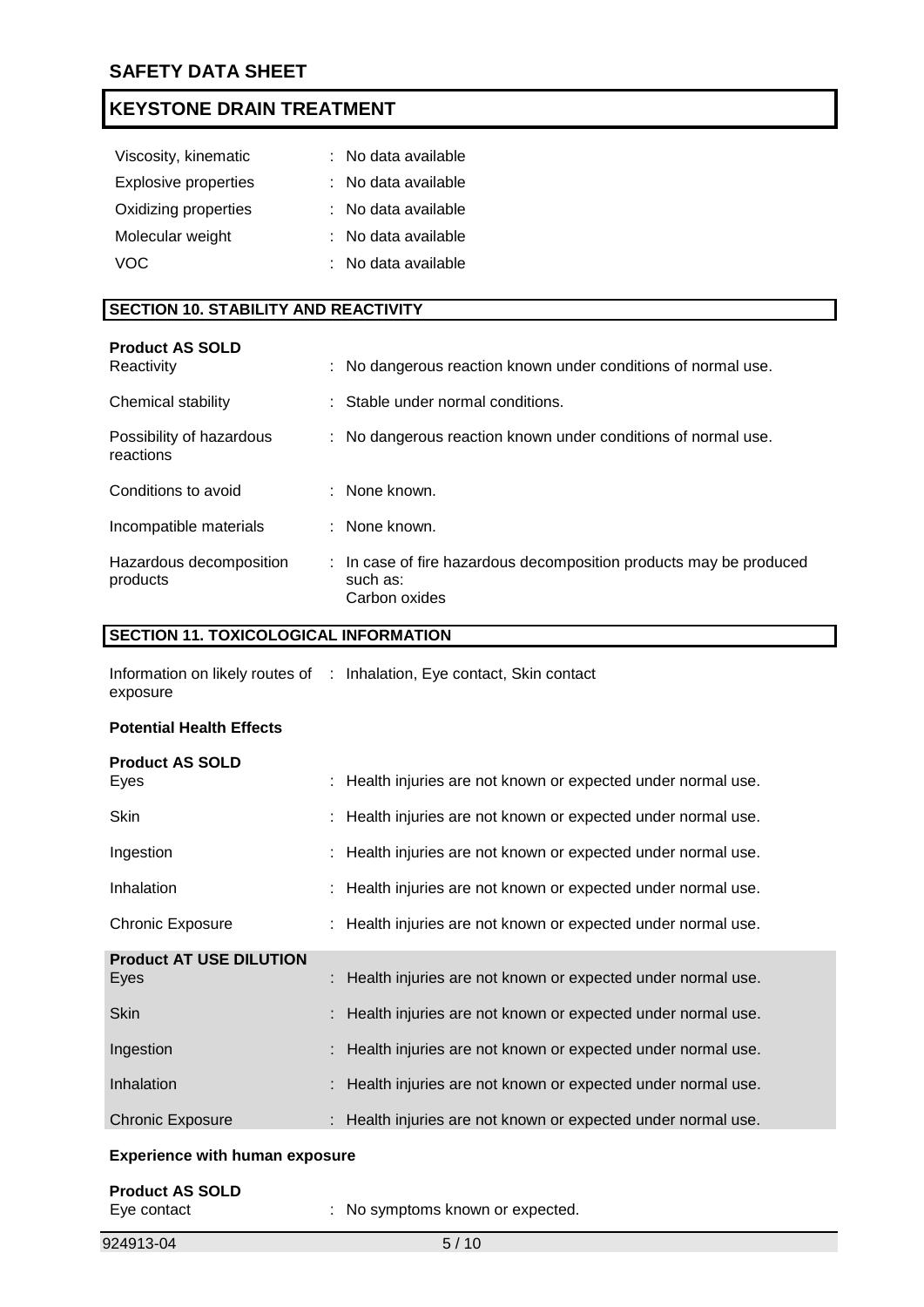| | |
|---|---|
| Viscosity, kinematic | : No data available |
| Explosive properties | : No data available |
| Oxidizing properties | : No data available |
| Molecular weight | : No data available |
| VOC | : No data available |

## SECTION 10. STABILITY AND REACTIVITY

**Product AS SOLD**

| | |
|---|---|
| Reactivity | : No dangerous reaction known under conditions of normal use. |
| Chemical stability | : Stable under normal conditions. |
| Possibility of hazardous reactions | : No dangerous reaction known under conditions of normal use. |
| Conditions to avoid | : None known. |
| Incompatible materials | : None known. |
| Hazardous decomposition products | : In case of fire hazardous decomposition products may be produced such as: Carbon oxides |

## SECTION 11. TOXICOLOGICAL INFORMATION

| | |
|---|---|
| Information on likely routes of exposure | : Inhalation, Eye contact, Skin contact |

**Potential Health Effects**

**Product AS SOLD**

| | |
|---|---|
| Eyes | : Health injuries are not known or expected under normal use. |
| Skin | : Health injuries are not known or expected under normal use. |
| Ingestion | : Health injuries are not known or expected under normal use. |
| Inhalation | : Health injuries are not known or expected under normal use. |
| Chronic Exposure | : Health injuries are not known or expected under normal use. |

**Product AT USE DILUTION**

| | |
|---|---|
| Eyes | : Health injuries are not known or expected under normal use. |
| Skin | : Health injuries are not known or expected under normal use. |
| Ingestion | : Health injuries are not known or expected under normal use. |
| Inhalation | : Health injuries are not known or expected under normal use. |
| Chronic Exposure | : Health injuries are not known or expected under normal use. |

**Experience with human exposure**

**Product AS SOLD**

| | |
|---|---|
| Eye contact | : No symptoms known or expected. |

924913-04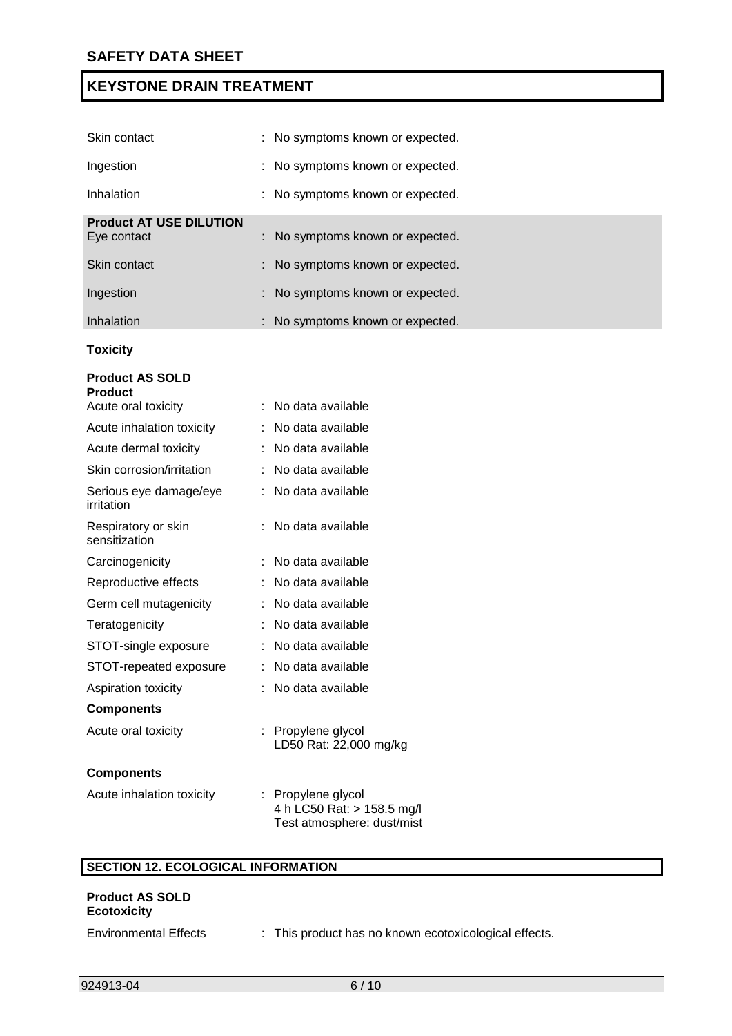| | |
|---|---|
| Skin contact | : No symptoms known or expected. |
| Ingestion | : No symptoms known or expected. |
| Inhalation | : No symptoms known or expected. |

**Product AT USE DILUTION**

| | |
|---|---|
| Eye contact | : No symptoms known or expected. |
| Skin contact | : No symptoms known or expected. |
| Ingestion | : No symptoms known or expected. |
| Inhalation | : No symptoms known or expected. |

**Toxicity**

**Product AS SOLD**

**Product**

| | |
|---|---|
| Acute oral toxicity | : No data available |
| Acute inhalation toxicity | : No data available |
| Acute dermal toxicity | : No data available |
| Skin corrosion/irritation | : No data available |
| Serious eye damage/eye irritation | : No data available |
| Respiratory or skin sensitization | : No data available |
| Carcinogenicity | : No data available |
| Reproductive effects | : No data available |
| Germ cell mutagenicity | : No data available |
| Teratogenicity | : No data available |
| STOT-single exposure | : No data available |
| STOT-repeated exposure | : No data available |
| Aspiration toxicity | : No data available |

**Components**

| | |
|---|---|
| Acute oral toxicity | : Propylene glycol<br>LD50 Rat: 22,000 mg/kg |

**Components**

| | |
|---|---|
| Acute inhalation toxicity | : Propylene glycol<br>4 h LC50 Rat: > 158.5 mg/l<br>Test atmosphere: dust/mist |

## SECTION 12. ECOLOGICAL INFORMATION

**Product AS SOLD**

**Ecotoxicity**

| | |
|---|---|
| Environmental Effects | : This product has no known ecotoxicological effects. |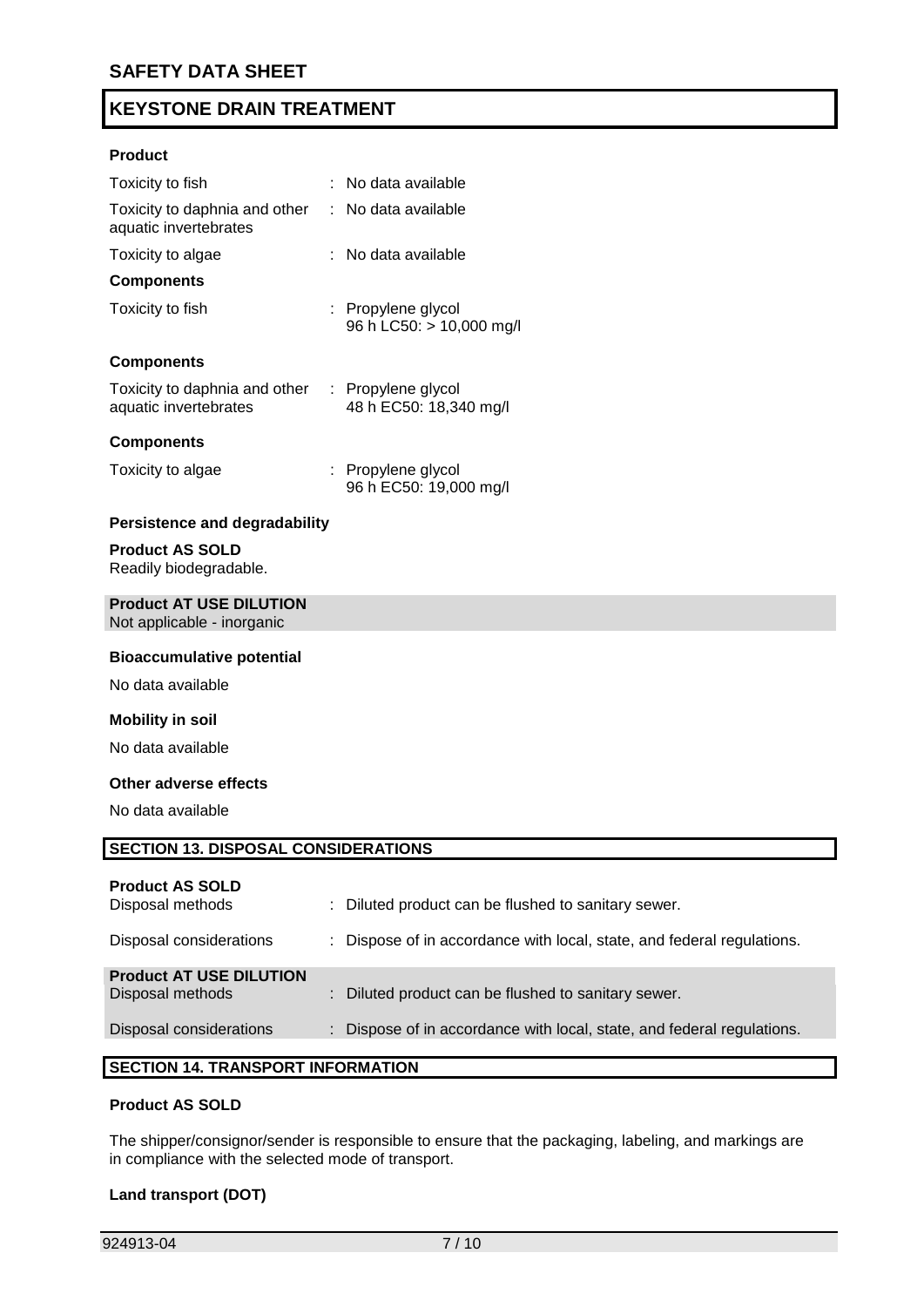**Product**

| | |
|---|---|
| Toxicity to fish | : No data available |
| Toxicity to daphnia and other aquatic invertebrates | : No data available |
| Toxicity to algae | : No data available |

**Components**

| | |
|---|---|
| Toxicity to fish | : Propylene glycol<br>96 h LC50: > 10,000 mg/l |

**Components**

| | |
|---|---|
| Toxicity to daphnia and other aquatic invertebrates | : Propylene glycol<br>48 h EC50: 18,340 mg/l |

**Components**

| | |
|---|---|
| Toxicity to algae | : Propylene glycol<br>96 h EC50: 19,000 mg/l |

**Persistence and degradability**

**Product AS SOLD**
Readily biodegradable.

**Product AT USE DILUTION**
Not applicable - inorganic

**Bioaccumulative potential**

No data available

**Mobility in soil**

No data available

**Other adverse effects**

No data available

## SECTION 13. DISPOSAL CONSIDERATIONS

**Product AS SOLD**

| | |
|---|---|
| Disposal methods | : Diluted product can be flushed to sanitary sewer. |
| Disposal considerations | : Dispose of in accordance with local, state, and federal regulations. |

**Product AT USE DILUTION**

| | |
|---|---|
| Disposal methods | : Diluted product can be flushed to sanitary sewer. |
| Disposal considerations | : Dispose of in accordance with local, state, and federal regulations. |

## SECTION 14. TRANSPORT INFORMATION

**Product AS SOLD**

The shipper/consignor/sender is responsible to ensure that the packaging, labeling, and markings are in compliance with the selected mode of transport.

**Land transport (DOT)**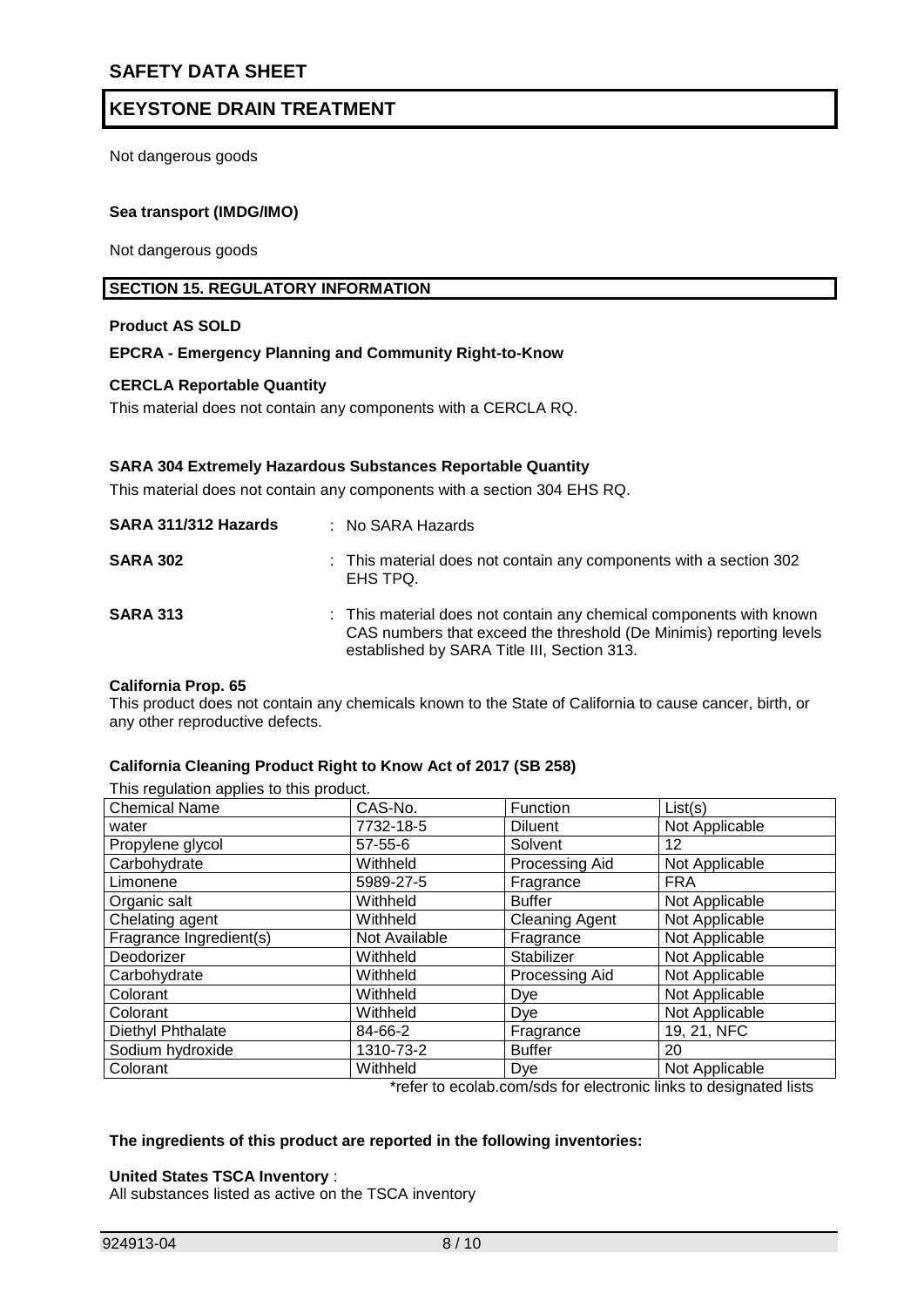Not dangerous goods

**Sea transport (IMDG/IMO)**

Not dangerous goods

## SECTION 15. REGULATORY INFORMATION

**Product AS SOLD**

**EPCRA - Emergency Planning and Community Right-to-Know**

**CERCLA Reportable Quantity**

This material does not contain any components with a CERCLA RQ.

**SARA 304 Extremely Hazardous Substances Reportable Quantity**

This material does not contain any components with a section 304 EHS RQ.

**SARA 311/312 Hazards** : No SARA Hazards

**SARA 302** : This material does not contain any components with a section 302 EHS TPQ.

**SARA 313** : This material does not contain any chemical components with known CAS numbers that exceed the threshold (De Minimis) reporting levels established by SARA Title III, Section 313.

**California Prop. 65**

This product does not contain any chemicals known to the State of California to cause cancer, birth, or any other reproductive defects.

**California Cleaning Product Right to Know Act of 2017 (SB 258)**

This regulation applies to this product.

| Chemical Name | CAS-No. | Function | List(s) |
|---|---|---|---|
| water | 7732-18-5 | Diluent | Not Applicable |
| Propylene glycol | 57-55-6 | Solvent | 12 |
| Carbohydrate | Withheld | Processing Aid | Not Applicable |
| Limonene | 5989-27-5 | Fragrance | FRA |
| Organic salt | Withheld | Buffer | Not Applicable |
| Chelating agent | Withheld | Cleaning Agent | Not Applicable |
| Fragrance Ingredient(s) | Not Available | Fragrance | Not Applicable |
| Deodorizer | Withheld | Stabilizer | Not Applicable |
| Carbohydrate | Withheld | Processing Aid | Not Applicable |
| Colorant | Withheld | Dye | Not Applicable |
| Colorant | Withheld | Dye | Not Applicable |
| Diethyl Phthalate | 84-66-2 | Fragrance | 19, 21, NFC |
| Sodium hydroxide | 1310-73-2 | Buffer | 20 |
| Colorant | Withheld | Dye | Not Applicable |

*refer to ecolab.com/sds for electronic links to designated lists

**The ingredients of this product are reported in the following inventories:**

**United States TSCA Inventory** :

All substances listed as active on the TSCA inventory

924913-04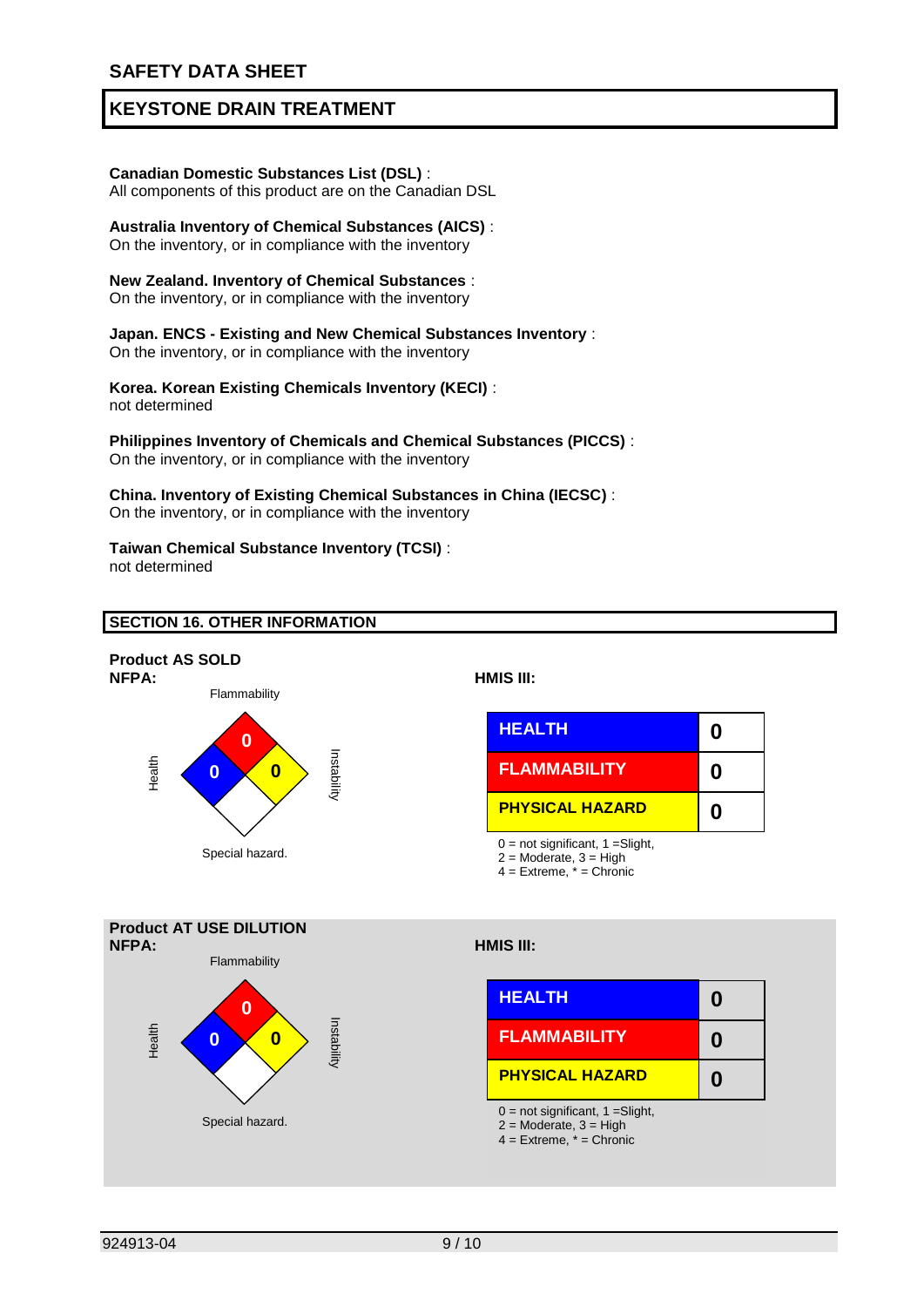**Canadian Domestic Substances List (DSL)** :
All components of this product are on the Canadian DSL

**Australia Inventory of Chemical Substances (AICS)** :
On the inventory, or in compliance with the inventory

**New Zealand. Inventory of Chemical Substances** :
On the inventory, or in compliance with the inventory

**Japan. ENCS - Existing and New Chemical Substances Inventory** :
On the inventory, or in compliance with the inventory

**Korea. Korean Existing Chemicals Inventory (KECI)** :
not determined

**Philippines Inventory of Chemicals and Chemical Substances (PICCS)** :
On the inventory, or in compliance with the inventory

**China. Inventory of Existing Chemical Substances in China (IECSC)** :
On the inventory, or in compliance with the inventory

**Taiwan Chemical Substance Inventory (TCSI)** :
not determined

## SECTION 16. OTHER INFORMATION

**Product AS SOLD**

**NFPA:**

Flammability: 0
Health: 0
Instability: 0
Special hazard.

**HMIS III:**

| HEALTH | 0 |
|---|---|
| FLAMMABILITY | 0 |
| PHYSICAL HAZARD | 0 |

0 = not significant, 1 =Slight,
2 = Moderate, 3 = High
4 = Extreme, * = Chronic

**Product AT USE DILUTION**

**NFPA:**

Flammability: 0
Health: 0
Instability: 0
Special hazard.

**HMIS III:**

| HEALTH | 0 |
|---|---|
| FLAMMABILITY | 0 |
| PHYSICAL HAZARD | 0 |

0 = not significant, 1 =Slight,
2 = Moderate, 3 = High
4 = Extreme, * = Chronic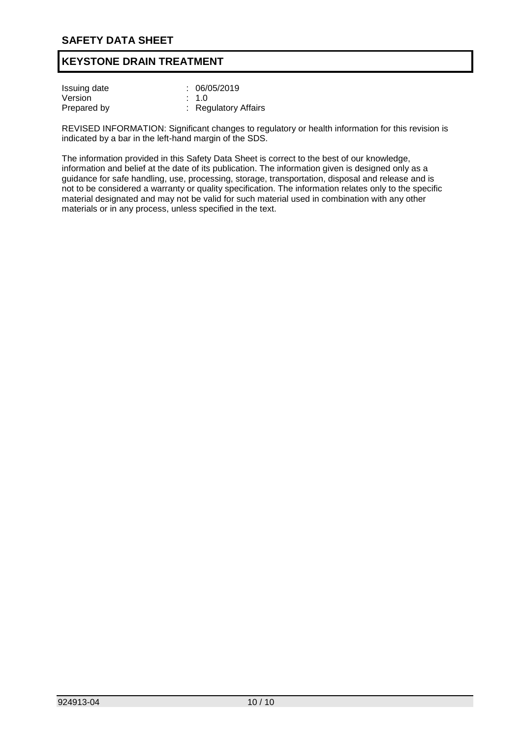| | | |
|---|---|---|
| Issuing date | : | 06/05/2019 |
| Version | : | 1.0 |
| Prepared by | : | Regulatory Affairs |

REVISED INFORMATION: Significant changes to regulatory or health information for this revision is indicated by a bar in the left-hand margin of the SDS.

The information provided in this Safety Data Sheet is correct to the best of our knowledge, information and belief at the date of its publication. The information given is designed only as a guidance for safe handling, use, processing, storage, transportation, disposal and release and is not to be considered a warranty or quality specification. The information relates only to the specific material designated and may not be valid for such material used in combination with any other materials or in any process, unless specified in the text.